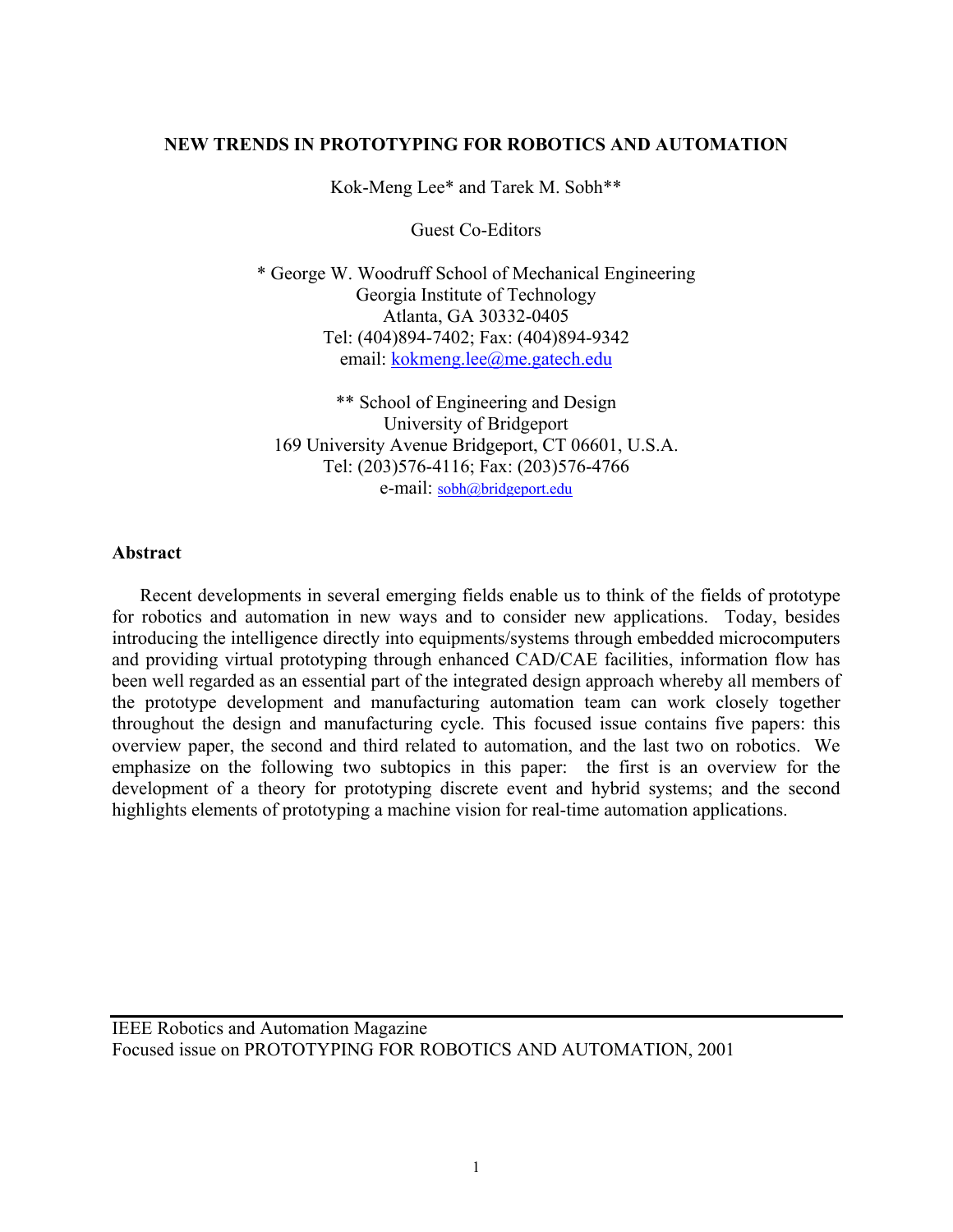# NEW TRENDS IN PROTOTYPING FOR ROBOTICS AND AUTOMATION

Kok-Meng Lee* and Tarek M. Sobh**

Guest Co-Editors

\* George W. Woodruff School of Mechanical Engineering
Georgia Institute of Technology
Atlanta, GA 30332-0405
Tel: (404)894-7402; Fax: (404)894-9342
email: kokmeng.lee@me.gatech.edu

\** School of Engineering and Design
University of Bridgeport
169 University Avenue Bridgeport, CT 06601, U.S.A.
Tel: (203)576-4116; Fax: (203)576-4766
e-mail: sobh@bridgeport.edu

## Abstract

Recent developments in several emerging fields enable us to think of the fields of prototype for robotics and automation in new ways and to consider new applications. Today, besides introducing the intelligence directly into equipments/systems through embedded microcomputers and providing virtual prototyping through enhanced CAD/CAE facilities, information flow has been well regarded as an essential part of the integrated design approach whereby all members of the prototype development and manufacturing automation team can work closely together throughout the design and manufacturing cycle. This focused issue contains five papers: this overview paper, the second and third related to automation, and the last two on robotics. We emphasize on the following two subtopics in this paper: the first is an overview for the development of a theory for prototyping discrete event and hybrid systems; and the second highlights elements of prototyping a machine vision for real-time automation applications.

IEEE Robotics and Automation Magazine
Focused issue on PROTOTYPING FOR ROBOTICS AND AUTOMATION, 2001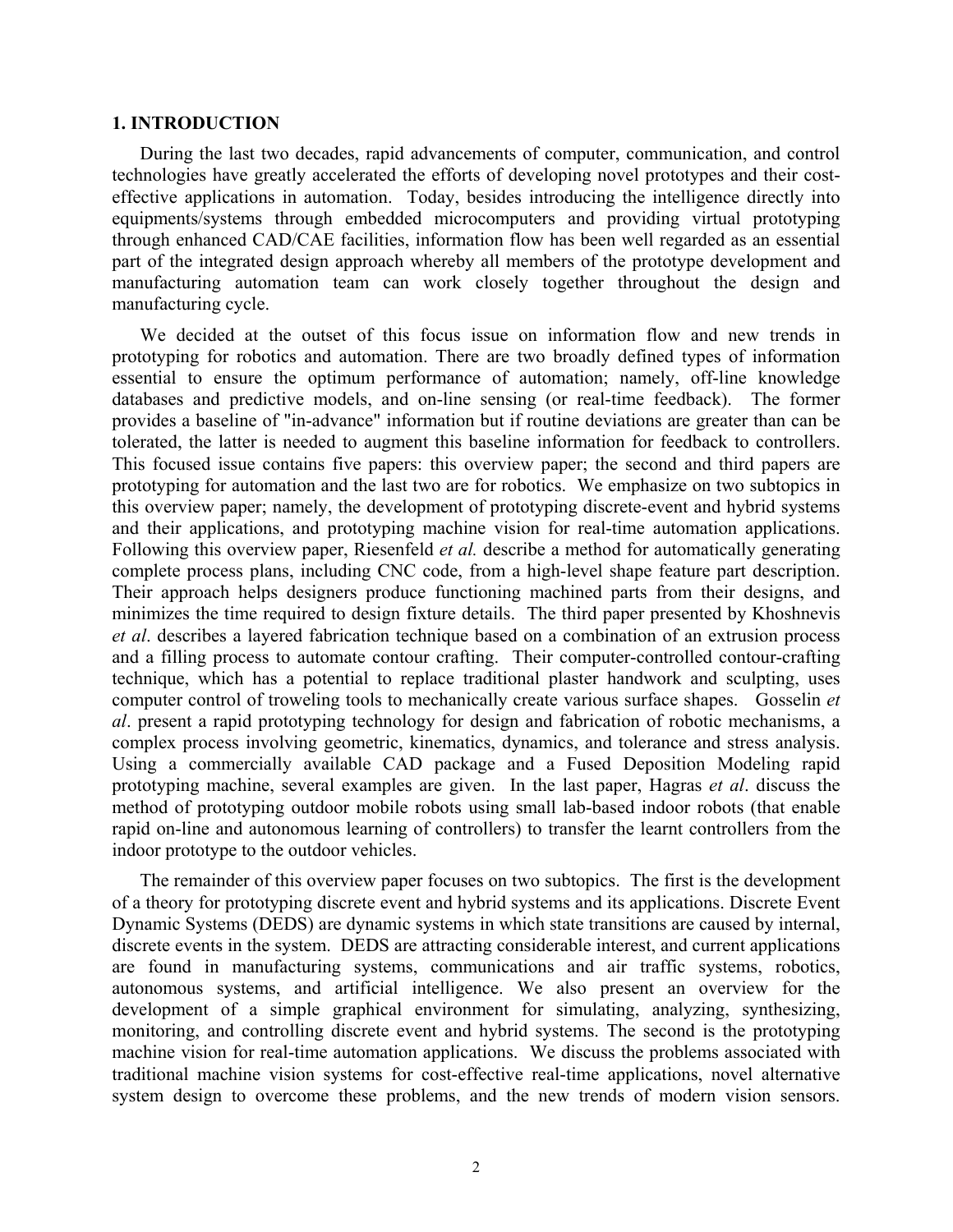## 1. INTRODUCTION

During the last two decades, rapid advancements of computer, communication, and control technologies have greatly accelerated the efforts of developing novel prototypes and their cost-effective applications in automation. Today, besides introducing the intelligence directly into equipments/systems through embedded microcomputers and providing virtual prototyping through enhanced CAD/CAE facilities, information flow has been well regarded as an essential part of the integrated design approach whereby all members of the prototype development and manufacturing automation team can work closely together throughout the design and manufacturing cycle.

We decided at the outset of this focus issue on information flow and new trends in prototyping for robotics and automation. There are two broadly defined types of information essential to ensure the optimum performance of automation; namely, off-line knowledge databases and predictive models, and on-line sensing (or real-time feedback). The former provides a baseline of "in-advance" information but if routine deviations are greater than can be tolerated, the latter is needed to augment this baseline information for feedback to controllers. This focused issue contains five papers: this overview paper; the second and third papers are prototyping for automation and the last two are for robotics. We emphasize on two subtopics in this overview paper; namely, the development of prototyping discrete-event and hybrid systems and their applications, and prototyping machine vision for real-time automation applications. Following this overview paper, Riesenfeld *et al.* describe a method for automatically generating complete process plans, including CNC code, from a high-level shape feature part description. Their approach helps designers produce functioning machined parts from their designs, and minimizes the time required to design fixture details. The third paper presented by Khoshnevis *et al*. describes a layered fabrication technique based on a combination of an extrusion process and a filling process to automate contour crafting. Their computer-controlled contour-crafting technique, which has a potential to replace traditional plaster handwork and sculpting, uses computer control of troweling tools to mechanically create various surface shapes. Gosselin *et al*. present a rapid prototyping technology for design and fabrication of robotic mechanisms, a complex process involving geometric, kinematics, dynamics, and tolerance and stress analysis. Using a commercially available CAD package and a Fused Deposition Modeling rapid prototyping machine, several examples are given. In the last paper, Hagras *et al*. discuss the method of prototyping outdoor mobile robots using small lab-based indoor robots (that enable rapid on-line and autonomous learning of controllers) to transfer the learnt controllers from the indoor prototype to the outdoor vehicles.

The remainder of this overview paper focuses on two subtopics. The first is the development of a theory for prototyping discrete event and hybrid systems and its applications. Discrete Event Dynamic Systems (DEDS) are dynamic systems in which state transitions are caused by internal, discrete events in the system. DEDS are attracting considerable interest, and current applications are found in manufacturing systems, communications and air traffic systems, robotics, autonomous systems, and artificial intelligence. We also present an overview for the development of a simple graphical environment for simulating, analyzing, synthesizing, monitoring, and controlling discrete event and hybrid systems. The second is the prototyping machine vision for real-time automation applications. We discuss the problems associated with traditional machine vision systems for cost-effective real-time applications, novel alternative system design to overcome these problems, and the new trends of modern vision sensors.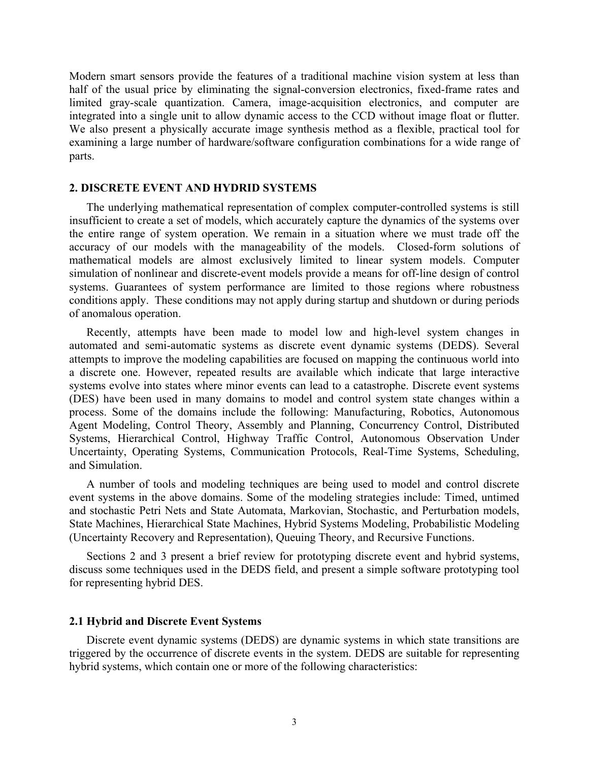Modern smart sensors provide the features of a traditional machine vision system at less than half of the usual price by eliminating the signal-conversion electronics, fixed-frame rates and limited gray-scale quantization. Camera, image-acquisition electronics, and computer are integrated into a single unit to allow dynamic access to the CCD without image float or flutter. We also present a physically accurate image synthesis method as a flexible, practical tool for examining a large number of hardware/software configuration combinations for a wide range of parts.

## 2. DISCRETE EVENT AND HYDRID SYSTEMS

The underlying mathematical representation of complex computer-controlled systems is still insufficient to create a set of models, which accurately capture the dynamics of the systems over the entire range of system operation. We remain in a situation where we must trade off the accuracy of our models with the manageability of the models. Closed-form solutions of mathematical models are almost exclusively limited to linear system models. Computer simulation of nonlinear and discrete-event models provide a means for off-line design of control systems. Guarantees of system performance are limited to those regions where robustness conditions apply. These conditions may not apply during startup and shutdown or during periods of anomalous operation.

Recently, attempts have been made to model low and high-level system changes in automated and semi-automatic systems as discrete event dynamic systems (DEDS). Several attempts to improve the modeling capabilities are focused on mapping the continuous world into a discrete one. However, repeated results are available which indicate that large interactive systems evolve into states where minor events can lead to a catastrophe. Discrete event systems (DES) have been used in many domains to model and control system state changes within a process. Some of the domains include the following: Manufacturing, Robotics, Autonomous Agent Modeling, Control Theory, Assembly and Planning, Concurrency Control, Distributed Systems, Hierarchical Control, Highway Traffic Control, Autonomous Observation Under Uncertainty, Operating Systems, Communication Protocols, Real-Time Systems, Scheduling, and Simulation.

A number of tools and modeling techniques are being used to model and control discrete event systems in the above domains. Some of the modeling strategies include: Timed, untimed and stochastic Petri Nets and State Automata, Markovian, Stochastic, and Perturbation models, State Machines, Hierarchical State Machines, Hybrid Systems Modeling, Probabilistic Modeling (Uncertainty Recovery and Representation), Queuing Theory, and Recursive Functions.

Sections 2 and 3 present a brief review for prototyping discrete event and hybrid systems, discuss some techniques used in the DEDS field, and present a simple software prototyping tool for representing hybrid DES.

### 2.1 Hybrid and Discrete Event Systems

Discrete event dynamic systems (DEDS) are dynamic systems in which state transitions are triggered by the occurrence of discrete events in the system. DEDS are suitable for representing hybrid systems, which contain one or more of the following characteristics: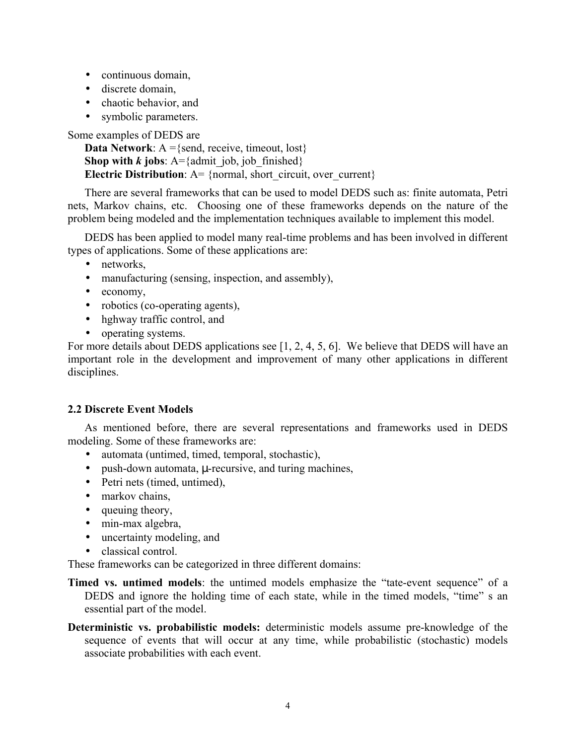- continuous domain,
- discrete domain,
- chaotic behavior, and
- symbolic parameters.

Some examples of DEDS are

**Data Network**: A ={send, receive, timeout, lost}
**Shop with *k* jobs**: A={admit_job, job_finished}
**Electric Distribution**: A= {normal, short_circuit, over_current}

There are several frameworks that can be used to model DEDS such as: finite automata, Petri nets, Markov chains, etc. Choosing one of these frameworks depends on the nature of the problem being modeled and the implementation techniques available to implement this model.

DEDS has been applied to model many real-time problems and has been involved in different types of applications. Some of these applications are:

- networks,
- manufacturing (sensing, inspection, and assembly),
- economy,
- robotics (co-operating agents),
- hghway traffic control, and
- operating systems.

For more details about DEDS applications see [1, 2, 4, 5, 6]. We believe that DEDS will have an important role in the development and improvement of many other applications in different disciplines.

### 2.2 Discrete Event Models

As mentioned before, there are several representations and frameworks used in DEDS modeling. Some of these frameworks are:

- automata (untimed, timed, temporal, stochastic),
- push-down automata, μ-recursive, and turing machines,
- Petri nets (timed, untimed),
- markov chains,
- queuing theory,
- min-max algebra,
- uncertainty modeling, and
- classical control.

These frameworks can be categorized in three different domains:

**Timed vs. untimed models**: the untimed models emphasize the "tate-event sequence" of a DEDS and ignore the holding time of each state, while in the timed models, "time" s an essential part of the model.

**Deterministic vs. probabilistic models:** deterministic models assume pre-knowledge of the sequence of events that will occur at any time, while probabilistic (stochastic) models associate probabilities with each event.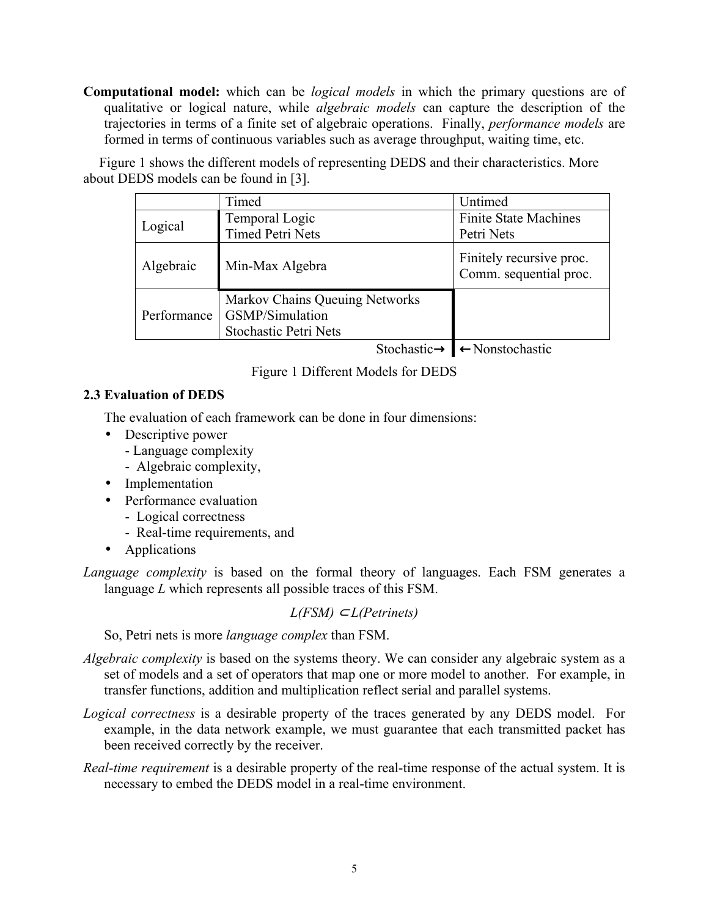**Computational model:** which can be *logical models* in which the primary questions are of qualitative or logical nature, while *algebraic models* can capture the description of the trajectories in terms of a finite set of algebraic operations. Finally, *performance models* are formed in terms of continuous variables such as average throughput, waiting time, etc.

Figure 1 shows the different models of representing DEDS and their characteristics. More about DEDS models can be found in [3].

| | Timed | Untimed |
|---|---|---|
| Logical | Temporal Logic<br>Timed Petri Nets | Finite State Machines<br>Petri Nets |
| Algebraic | Min-Max Algebra | Finitely recursive proc.<br>Comm. sequential proc. |
| Performance | Markov Chains Queuing Networks<br>GSMP/Simulation<br>Stochastic Petri Nets | |

Stochastic→ | ←Nonstochastic

Figure 1 Different Models for DEDS

### 2.3 Evaluation of DEDS

The evaluation of each framework can be done in four dimensions:

- Descriptive power
  - Language complexity
  - Algebraic complexity,
- Implementation
- Performance evaluation
  - Logical correctness
  - Real-time requirements, and
- Applications

*Language complexity* is based on the formal theory of languages. Each FSM generates a language *L* which represents all possible traces of this FSM.

$$L(FSM) \subset L(Petrinets)$$

So, Petri nets is more *language complex* than FSM.

*Algebraic complexity* is based on the systems theory. We can consider any algebraic system as a set of models and a set of operators that map one or more model to another. For example, in transfer functions, addition and multiplication reflect serial and parallel systems.

*Logical correctness* is a desirable property of the traces generated by any DEDS model. For example, in the data network example, we must guarantee that each transmitted packet has been received correctly by the receiver.

*Real-time requirement* is a desirable property of the real-time response of the actual system. It is necessary to embed the DEDS model in a real-time environment.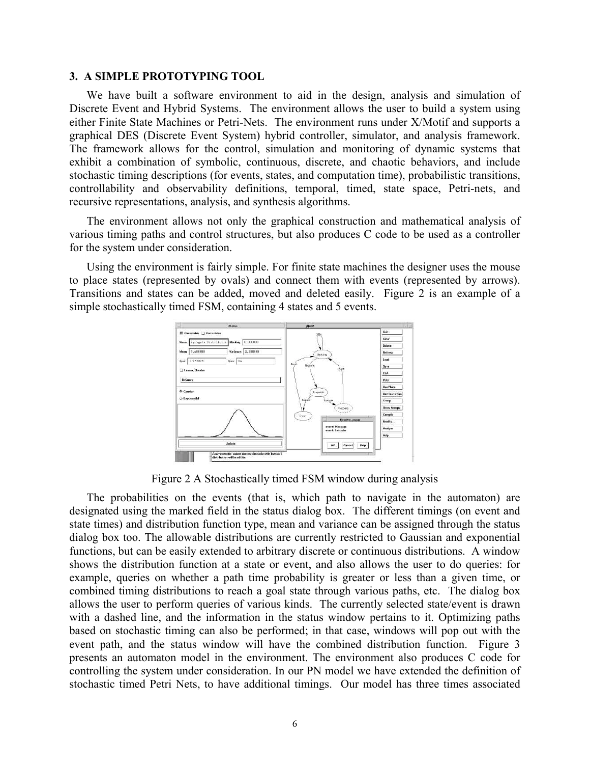## 3. A SIMPLE PROTOTYPING TOOL

We have built a software environment to aid in the design, analysis and simulation of Discrete Event and Hybrid Systems. The environment allows the user to build a system using either Finite State Machines or Petri-Nets. The environment runs under X/Motif and supports a graphical DES (Discrete Event System) hybrid controller, simulator, and analysis framework. The framework allows for the control, simulation and monitoring of dynamic systems that exhibit a combination of symbolic, continuous, discrete, and chaotic behaviors, and include stochastic timing descriptions (for events, states, and computation time), probabilistic transitions, controllability and observability definitions, temporal, timed, state space, Petri-nets, and recursive representations, analysis, and synthesis algorithms.

The environment allows not only the graphical construction and mathematical analysis of various timing paths and control structures, but also produces C code to be used as a controller for the system under consideration.

Using the environment is fairly simple. For finite state machines the designer uses the mouse to place states (represented by ovals) and connect them with events (represented by arrows). Transitions and states can be added, moved and deleted easily. Figure 2 is an example of a simple stochastically timed FSM, containing 4 states and 5 events.

Figure 2 A Stochastically timed FSM window during analysis

The probabilities on the events (that is, which path to navigate in the automaton) are designated using the marked field in the status dialog box. The different timings (on event and state times) and distribution function type, mean and variance can be assigned through the status dialog box too. The allowable distributions are currently restricted to Gaussian and exponential functions, but can be easily extended to arbitrary discrete or continuous distributions. A window shows the distribution function at a state or event, and also allows the user to do queries: for example, queries on whether a path time probability is greater or less than a given time, or combined timing distributions to reach a goal state through various paths, etc. The dialog box allows the user to perform queries of various kinds. The currently selected state/event is drawn with a dashed line, and the information in the status window pertains to it. Optimizing paths based on stochastic timing can also be performed; in that case, windows will pop out with the event path, and the status window will have the combined distribution function. Figure 3 presents an automaton model in the environment. The environment also produces C code for controlling the system under consideration. In our PN model we have extended the definition of stochastic timed Petri Nets, to have additional timings. Our model has three times associated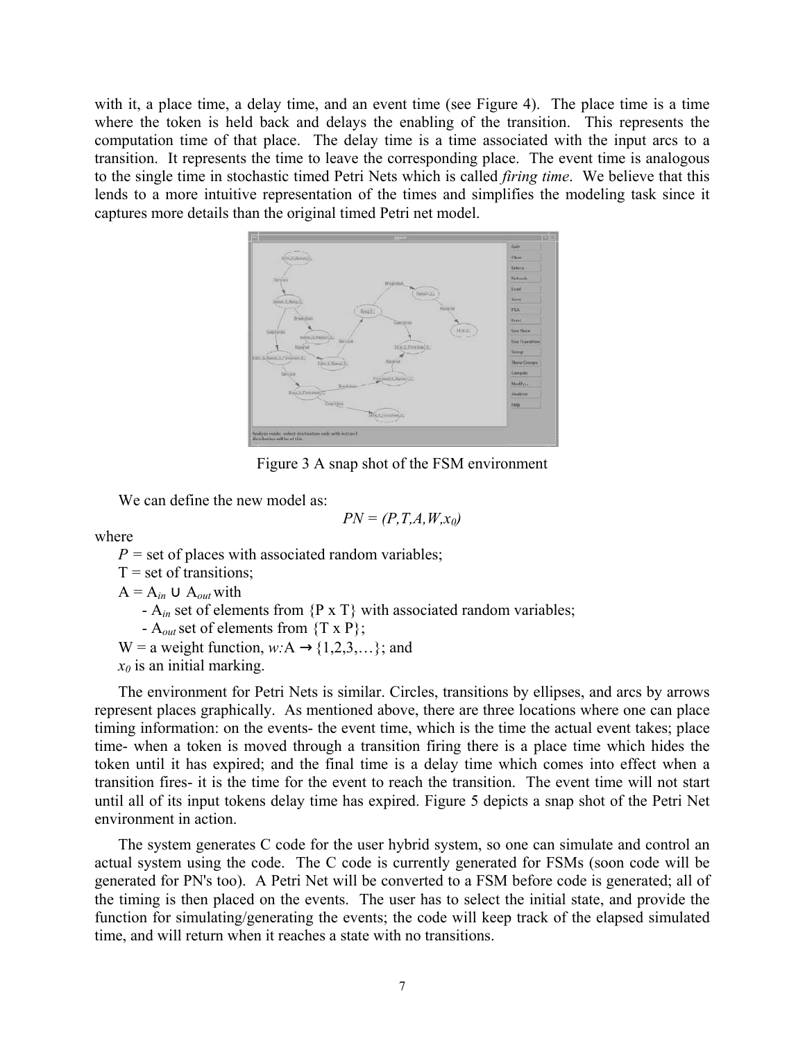with it, a place time, a delay time, and an event time (see Figure 4). The place time is a time where the token is held back and delays the enabling of the transition. This represents the computation time of that place. The delay time is a time associated with the input arcs to a transition. It represents the time to leave the corresponding place. The event time is analogous to the single time in stochastic timed Petri Nets which is called *firing time*. We believe that this lends to a more intuitive representation of the times and simplifies the modeling task since it captures more details than the original timed Petri net model.

Figure 3 A snap shot of the FSM environment

We can define the new model as:

$$PN = (P,T,A,W,x_0)$$

where

- $P$ = set of places with associated random variables;
- T = set of transitions;
- A = $A_{in} \cup A_{out}$ with
  - $A_{in}$ set of elements from {P x T} with associated random variables;
  - $A_{out}$ set of elements from {T x P};
- W = a weight function, $w$:A → {1,2,3,…}; and
- $x_0$ is an initial marking.

The environment for Petri Nets is similar. Circles, transitions by ellipses, and arcs by arrows represent places graphically. As mentioned above, there are three locations where one can place timing information: on the events- the event time, which is the time the actual event takes; place time- when a token is moved through a transition firing there is a place time which hides the token until it has expired; and the final time is a delay time which comes into effect when a transition fires- it is the time for the event to reach the transition. The event time will not start until all of its input tokens delay time has expired. Figure 5 depicts a snap shot of the Petri Net environment in action.

The system generates C code for the user hybrid system, so one can simulate and control an actual system using the code. The C code is currently generated for FSMs (soon code will be generated for PN's too). A Petri Net will be converted to a FSM before code is generated; all of the timing is then placed on the events. The user has to select the initial state, and provide the function for simulating/generating the events; the code will keep track of the elapsed simulated time, and will return when it reaches a state with no transitions.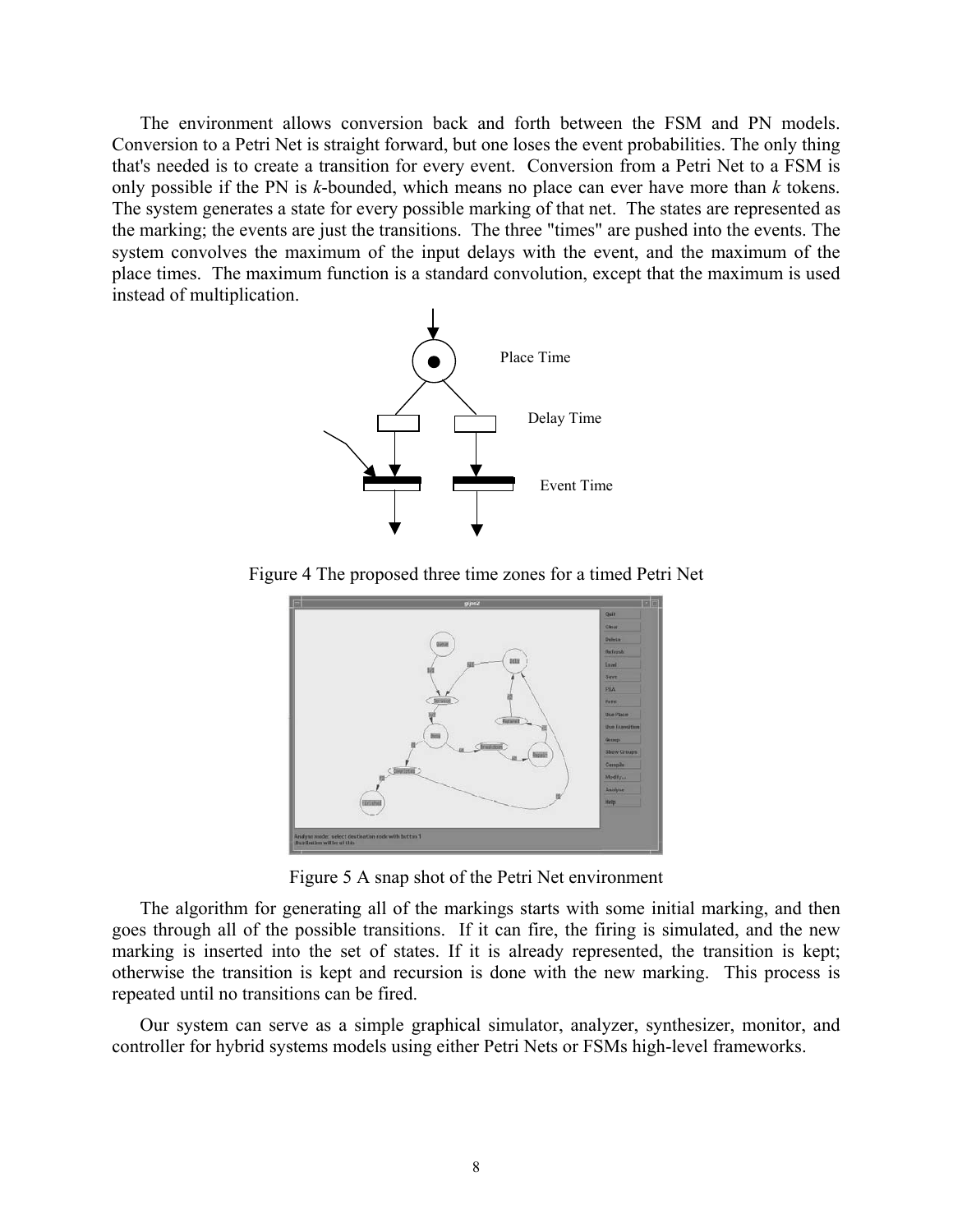The environment allows conversion back and forth between the FSM and PN models. Conversion to a Petri Net is straight forward, but one loses the event probabilities. The only thing that's needed is to create a transition for every event. Conversion from a Petri Net to a FSM is only possible if the PN is *k*-bounded, which means no place can ever have more than *k* tokens. The system generates a state for every possible marking of that net. The states are represented as the marking; the events are just the transitions. The three "times" are pushed into the events. The system convolves the maximum of the input delays with the event, and the maximum of the place times. The maximum function is a standard convolution, except that the maximum is used instead of multiplication.

Place Time

Delay Time

Event Time

Figure 4 The proposed three time zones for a timed Petri Net

Figure 5 A snap shot of the Petri Net environment

The algorithm for generating all of the markings starts with some initial marking, and then goes through all of the possible transitions. If it can fire, the firing is simulated, and the new marking is inserted into the set of states. If it is already represented, the transition is kept; otherwise the transition is kept and recursion is done with the new marking. This process is repeated until no transitions can be fired.

Our system can serve as a simple graphical simulator, analyzer, synthesizer, monitor, and controller for hybrid systems models using either Petri Nets or FSMs high-level frameworks.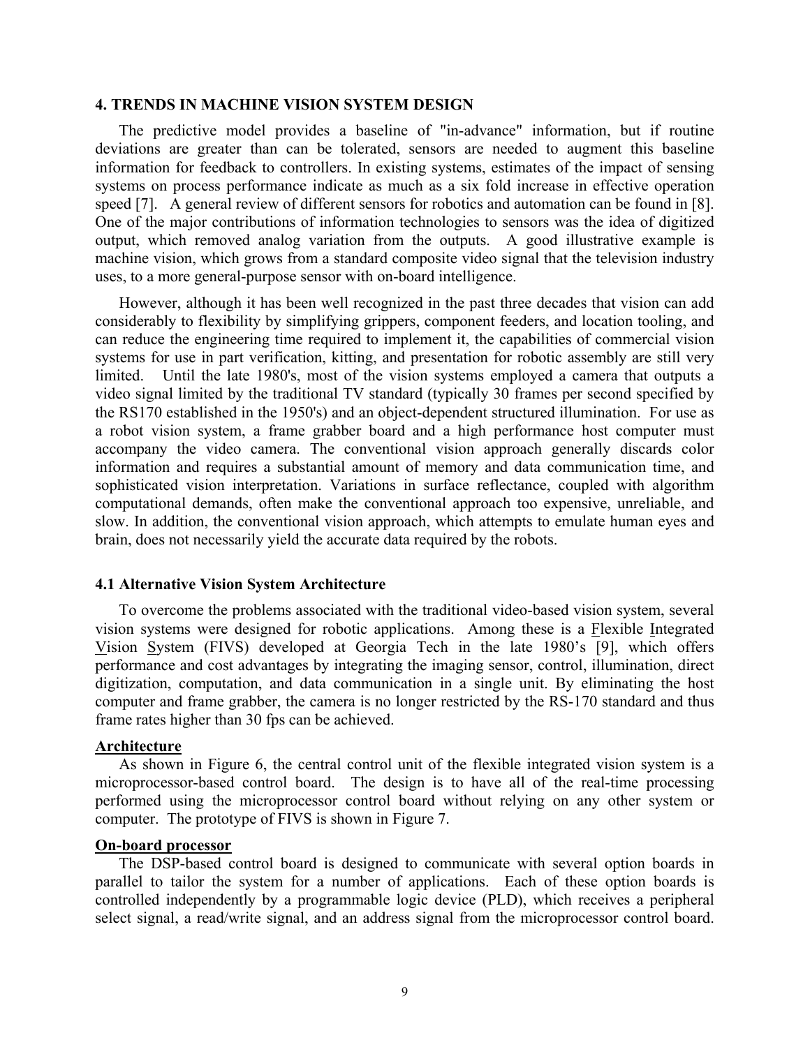## 4. TRENDS IN MACHINE VISION SYSTEM DESIGN

The predictive model provides a baseline of "in-advance" information, but if routine deviations are greater than can be tolerated, sensors are needed to augment this baseline information for feedback to controllers. In existing systems, estimates of the impact of sensing systems on process performance indicate as much as a six fold increase in effective operation speed [7]. A general review of different sensors for robotics and automation can be found in [8]. One of the major contributions of information technologies to sensors was the idea of digitized output, which removed analog variation from the outputs. A good illustrative example is machine vision, which grows from a standard composite video signal that the television industry uses, to a more general-purpose sensor with on-board intelligence.

However, although it has been well recognized in the past three decades that vision can add considerably to flexibility by simplifying grippers, component feeders, and location tooling, and can reduce the engineering time required to implement it, the capabilities of commercial vision systems for use in part verification, kitting, and presentation for robotic assembly are still very limited. Until the late 1980's, most of the vision systems employed a camera that outputs a video signal limited by the traditional TV standard (typically 30 frames per second specified by the RS170 established in the 1950's) and an object-dependent structured illumination. For use as a robot vision system, a frame grabber board and a high performance host computer must accompany the video camera. The conventional vision approach generally discards color information and requires a substantial amount of memory and data communication time, and sophisticated vision interpretation. Variations in surface reflectance, coupled with algorithm computational demands, often make the conventional approach too expensive, unreliable, and slow. In addition, the conventional vision approach, which attempts to emulate human eyes and brain, does not necessarily yield the accurate data required by the robots.

### 4.1 Alternative Vision System Architecture

To overcome the problems associated with the traditional video-based vision system, several vision systems were designed for robotic applications. Among these is a <u>F</u>lexible <u>I</u>ntegrated <u>V</u>ision <u>S</u>ystem (FIVS) developed at Georgia Tech in the late 1980's [9], which offers performance and cost advantages by integrating the imaging sensor, control, illumination, direct digitization, computation, and data communication in a single unit. By eliminating the host computer and frame grabber, the camera is no longer restricted by the RS-170 standard and thus frame rates higher than 30 fps can be achieved.

**<u>Architecture</u>**

As shown in Figure 6, the central control unit of the flexible integrated vision system is a microprocessor-based control board. The design is to have all of the real-time processing performed using the microprocessor control board without relying on any other system or computer. The prototype of FIVS is shown in Figure 7.

**<u>On-board processor</u>**

The DSP-based control board is designed to communicate with several option boards in parallel to tailor the system for a number of applications. Each of these option boards is controlled independently by a programmable logic device (PLD), which receives a peripheral select signal, a read/write signal, and an address signal from the microprocessor control board.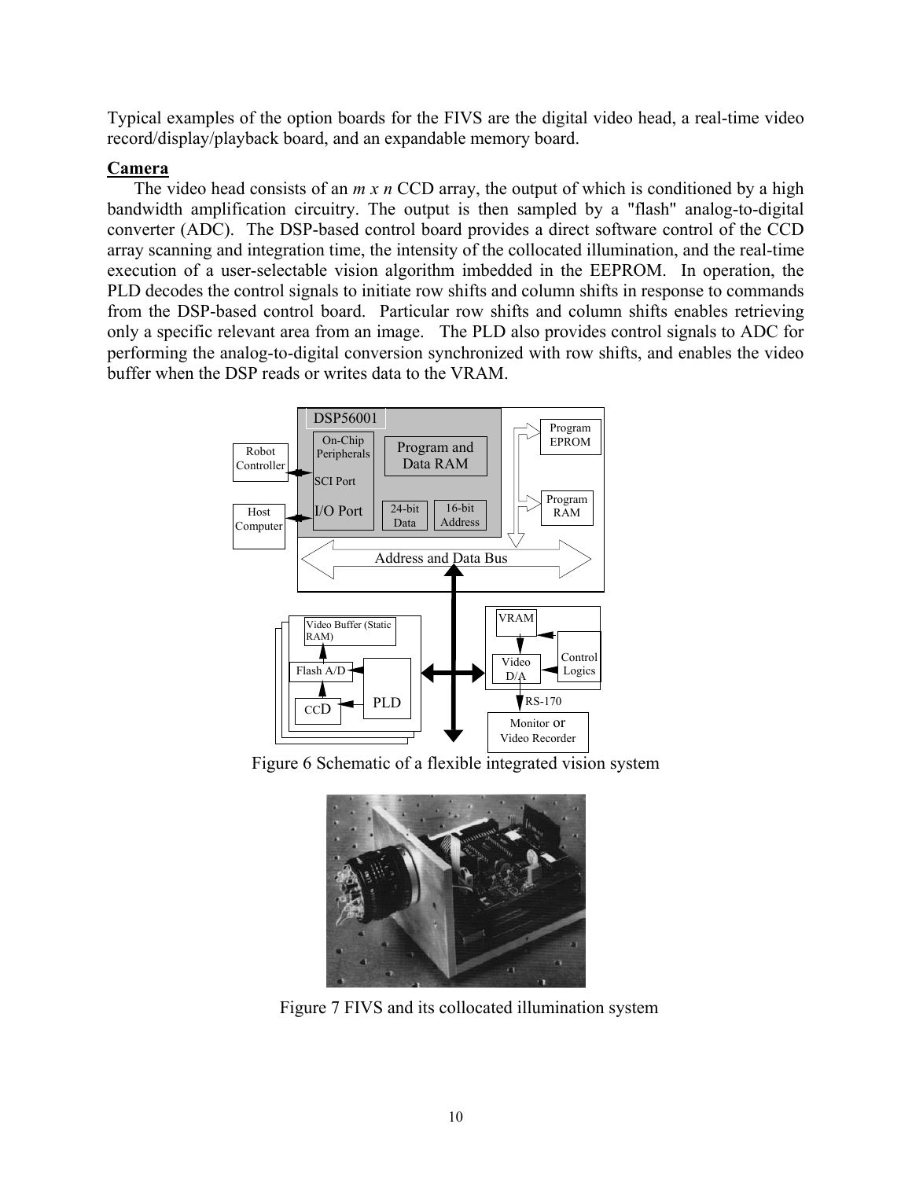Typical examples of the option boards for the FIVS are the digital video head, a real-time video record/display/playback board, and an expandable memory board.

**Camera**

The video head consists of an *m x n* CCD array, the output of which is conditioned by a high bandwidth amplification circuitry. The output is then sampled by a "flash" analog-to-digital converter (ADC). The DSP-based control board provides a direct software control of the CCD array scanning and integration time, the intensity of the collocated illumination, and the real-time execution of a user-selectable vision algorithm imbedded in the EEPROM. In operation, the PLD decodes the control signals to initiate row shifts and column shifts in response to commands from the DSP-based control board. Particular row shifts and column shifts enables retrieving only a specific relevant area from an image. The PLD also provides control signals to ADC for performing the analog-to-digital conversion synchronized with row shifts, and enables the video buffer when the DSP reads or writes data to the VRAM.

Figure 6 Schematic of a flexible integrated vision system

Figure 7 FIVS and its collocated illumination system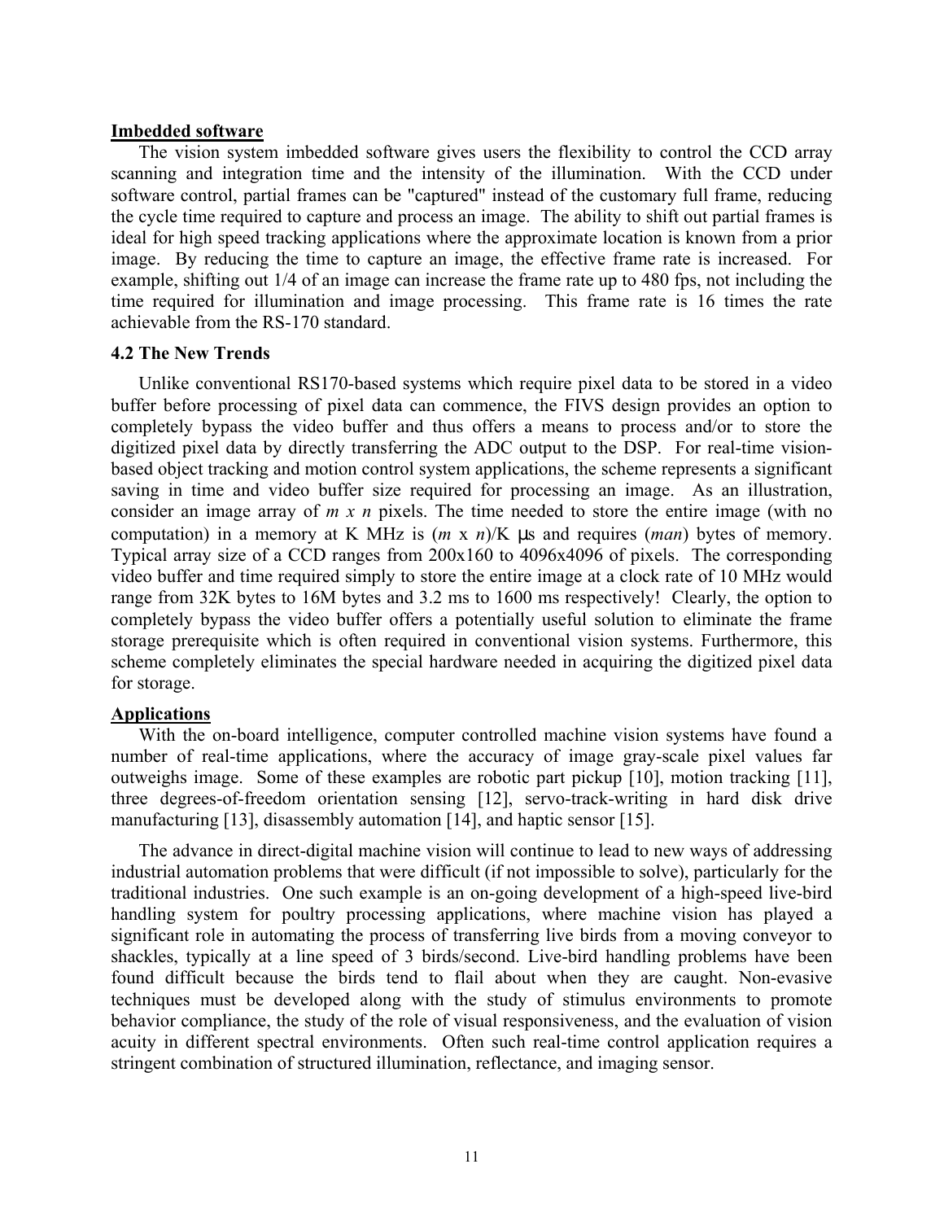**Imbedded software**

The vision system imbedded software gives users the flexibility to control the CCD array scanning and integration time and the intensity of the illumination. With the CCD under software control, partial frames can be "captured" instead of the customary full frame, reducing the cycle time required to capture and process an image. The ability to shift out partial frames is ideal for high speed tracking applications where the approximate location is known from a prior image. By reducing the time to capture an image, the effective frame rate is increased. For example, shifting out 1/4 of an image can increase the frame rate up to 480 fps, not including the time required for illumination and image processing. This frame rate is 16 times the rate achievable from the RS-170 standard.

### 4.2 The New Trends

Unlike conventional RS170-based systems which require pixel data to be stored in a video buffer before processing of pixel data can commence, the FIVS design provides an option to completely bypass the video buffer and thus offers a means to process and/or to store the digitized pixel data by directly transferring the ADC output to the DSP. For real-time vision-based object tracking and motion control system applications, the scheme represents a significant saving in time and video buffer size required for processing an image. As an illustration, consider an image array of $m \times n$ pixels. The time needed to store the entire image (with no computation) in a memory at K MHz is $(m \times n)/K$ μs and requires (*man*) bytes of memory. Typical array size of a CCD ranges from 200x160 to 4096x4096 of pixels. The corresponding video buffer and time required simply to store the entire image at a clock rate of 10 MHz would range from 32K bytes to 16M bytes and 3.2 ms to 1600 ms respectively! Clearly, the option to completely bypass the video buffer offers a potentially useful solution to eliminate the frame storage prerequisite which is often required in conventional vision systems. Furthermore, this scheme completely eliminates the special hardware needed in acquiring the digitized pixel data for storage.

**Applications**

With the on-board intelligence, computer controlled machine vision systems have found a number of real-time applications, where the accuracy of image gray-scale pixel values far outweighs image. Some of these examples are robotic part pickup [10], motion tracking [11], three degrees-of-freedom orientation sensing [12], servo-track-writing in hard disk drive manufacturing [13], disassembly automation [14], and haptic sensor [15].

The advance in direct-digital machine vision will continue to lead to new ways of addressing industrial automation problems that were difficult (if not impossible to solve), particularly for the traditional industries. One such example is an on-going development of a high-speed live-bird handling system for poultry processing applications, where machine vision has played a significant role in automating the process of transferring live birds from a moving conveyor to shackles, typically at a line speed of 3 birds/second. Live-bird handling problems have been found difficult because the birds tend to flail about when they are caught. Non-evasive techniques must be developed along with the study of stimulus environments to promote behavior compliance, the study of the role of visual responsiveness, and the evaluation of vision acuity in different spectral environments. Often such real-time control application requires a stringent combination of structured illumination, reflectance, and imaging sensor.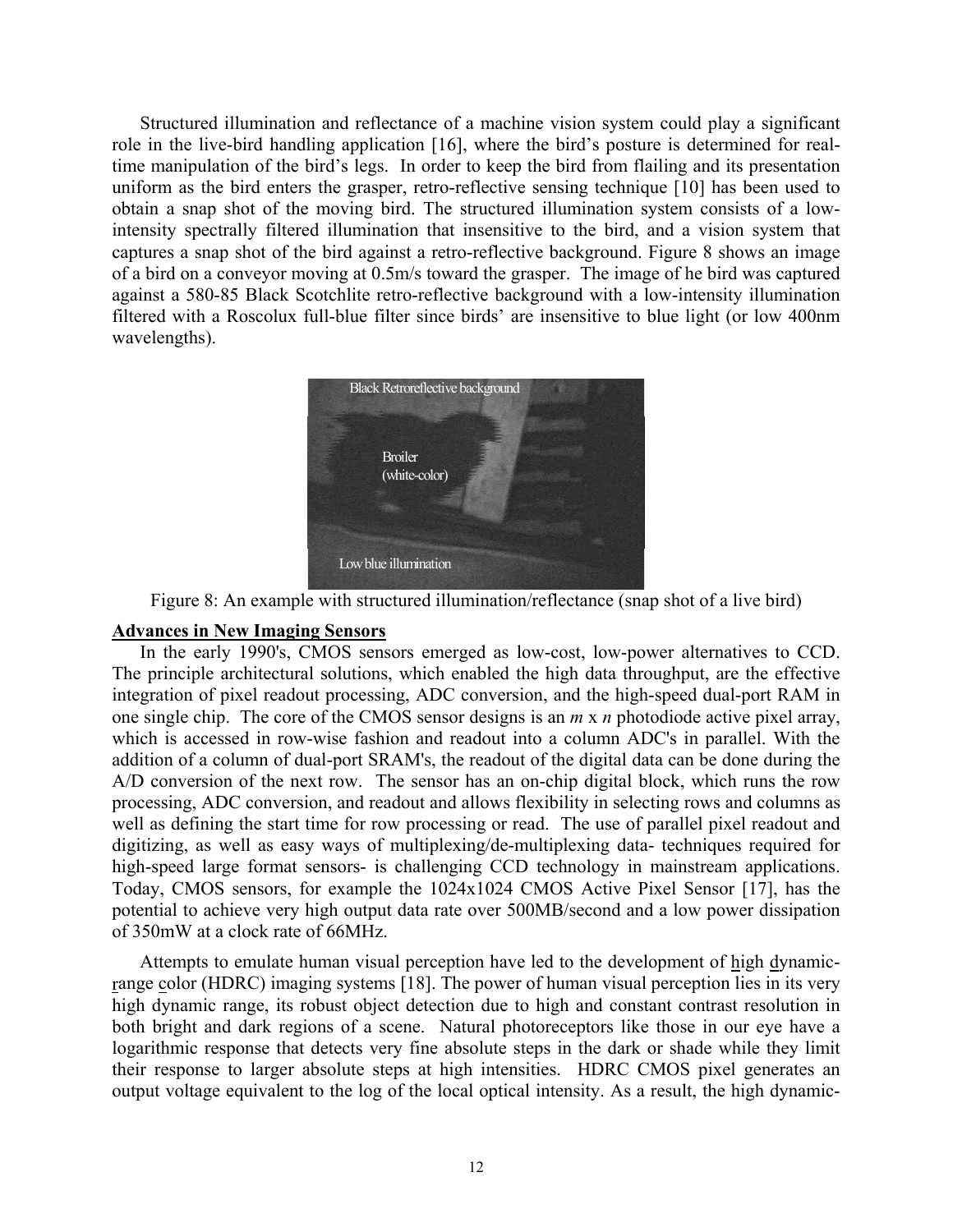Structured illumination and reflectance of a machine vision system could play a significant role in the live-bird handling application [16], where the bird's posture is determined for real-time manipulation of the bird's legs. In order to keep the bird from flailing and its presentation uniform as the bird enters the grasper, retro-reflective sensing technique [10] has been used to obtain a snap shot of the moving bird. The structured illumination system consists of a low-intensity spectrally filtered illumination that insensitive to the bird, and a vision system that captures a snap shot of the bird against a retro-reflective background. Figure 8 shows an image of a bird on a conveyor moving at 0.5m/s toward the grasper. The image of he bird was captured against a 580-85 Black Scotchlite retro-reflective background with a low-intensity illumination filtered with a Roscolux full-blue filter since birds' are insensitive to blue light (or low 400nm wavelengths).

Figure 8: An example with structured illumination/reflectance (snap shot of a live bird)

**Advances in New Imaging Sensors**

In the early 1990's, CMOS sensors emerged as low-cost, low-power alternatives to CCD. The principle architectural solutions, which enabled the high data throughput, are the effective integration of pixel readout processing, ADC conversion, and the high-speed dual-port RAM in one single chip. The core of the CMOS sensor designs is an *m* x *n* photodiode active pixel array, which is accessed in row-wise fashion and readout into a column ADC's in parallel. With the addition of a column of dual-port SRAM's, the readout of the digital data can be done during the A/D conversion of the next row. The sensor has an on-chip digital block, which runs the row processing, ADC conversion, and readout and allows flexibility in selecting rows and columns as well as defining the start time for row processing or read. The use of parallel pixel readout and digitizing, as well as easy ways of multiplexing/de-multiplexing data- techniques required for high-speed large format sensors- is challenging CCD technology in mainstream applications. Today, CMOS sensors, for example the 1024x1024 CMOS Active Pixel Sensor [17], has the potential to achieve very high output data rate over 500MB/second and a low power dissipation of 350mW at a clock rate of 66MHz.

Attempts to emulate human visual perception have led to the development of high dynamic-range color (HDRC) imaging systems [18]. The power of human visual perception lies in its very high dynamic range, its robust object detection due to high and constant contrast resolution in both bright and dark regions of a scene. Natural photoreceptors like those in our eye have a logarithmic response that detects very fine absolute steps in the dark or shade while they limit their response to larger absolute steps at high intensities. HDRC CMOS pixel generates an output voltage equivalent to the log of the local optical intensity. As a result, the high dynamic-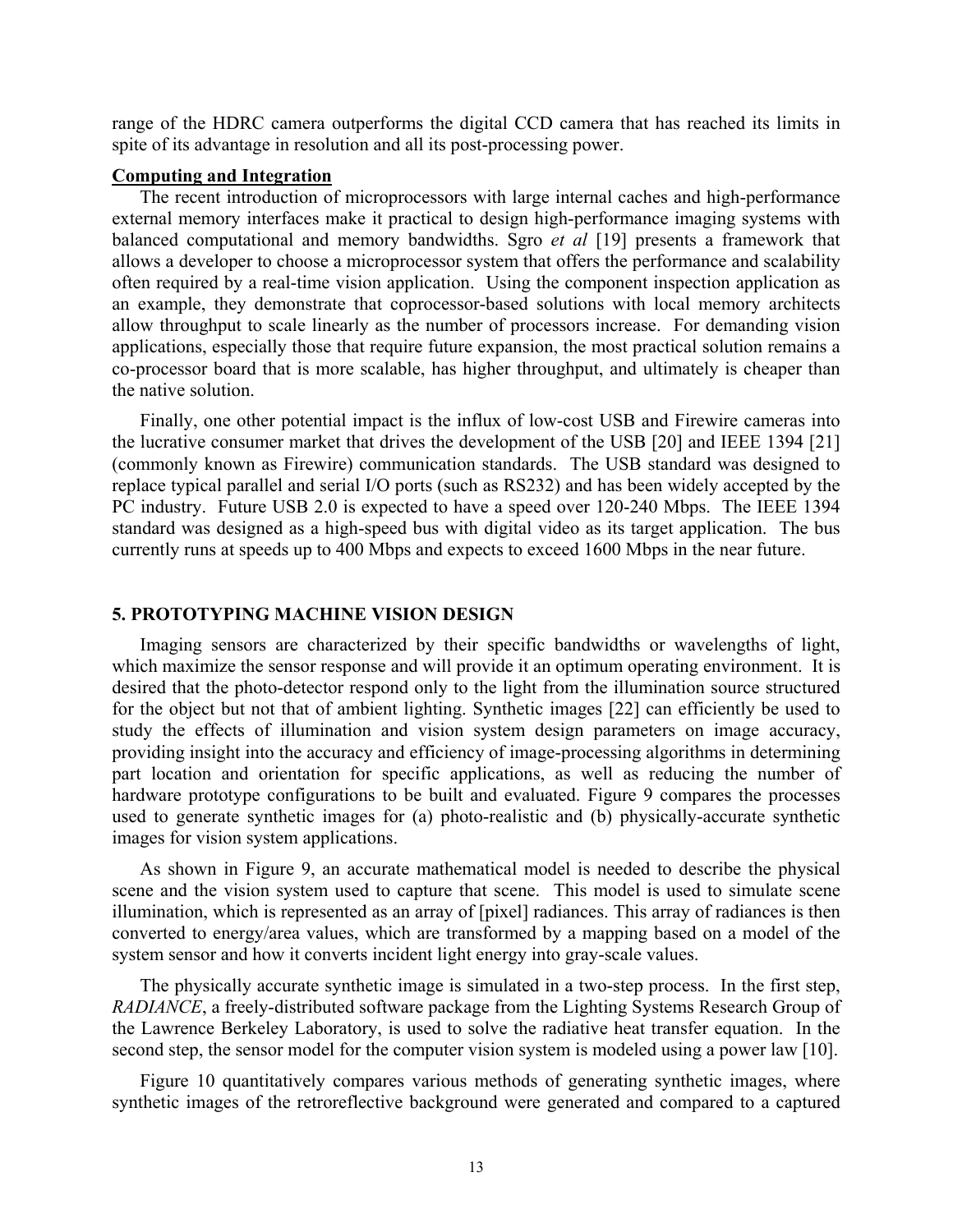range of the HDRC camera outperforms the digital CCD camera that has reached its limits in spite of its advantage in resolution and all its post-processing power.

**Computing and Integration**

The recent introduction of microprocessors with large internal caches and high-performance external memory interfaces make it practical to design high-performance imaging systems with balanced computational and memory bandwidths. Sgro *et al* [19] presents a framework that allows a developer to choose a microprocessor system that offers the performance and scalability often required by a real-time vision application. Using the component inspection application as an example, they demonstrate that coprocessor-based solutions with local memory architects allow throughput to scale linearly as the number of processors increase. For demanding vision applications, especially those that require future expansion, the most practical solution remains a co-processor board that is more scalable, has higher throughput, and ultimately is cheaper than the native solution.

Finally, one other potential impact is the influx of low-cost USB and Firewire cameras into the lucrative consumer market that drives the development of the USB [20] and IEEE 1394 [21] (commonly known as Firewire) communication standards. The USB standard was designed to replace typical parallel and serial I/O ports (such as RS232) and has been widely accepted by the PC industry. Future USB 2.0 is expected to have a speed over 120-240 Mbps. The IEEE 1394 standard was designed as a high-speed bus with digital video as its target application. The bus currently runs at speeds up to 400 Mbps and expects to exceed 1600 Mbps in the near future.

## 5. PROTOTYPING MACHINE VISION DESIGN

Imaging sensors are characterized by their specific bandwidths or wavelengths of light, which maximize the sensor response and will provide it an optimum operating environment. It is desired that the photo-detector respond only to the light from the illumination source structured for the object but not that of ambient lighting. Synthetic images [22] can efficiently be used to study the effects of illumination and vision system design parameters on image accuracy, providing insight into the accuracy and efficiency of image-processing algorithms in determining part location and orientation for specific applications, as well as reducing the number of hardware prototype configurations to be built and evaluated. Figure 9 compares the processes used to generate synthetic images for (a) photo-realistic and (b) physically-accurate synthetic images for vision system applications.

As shown in Figure 9, an accurate mathematical model is needed to describe the physical scene and the vision system used to capture that scene. This model is used to simulate scene illumination, which is represented as an array of [pixel] radiances. This array of radiances is then converted to energy/area values, which are transformed by a mapping based on a model of the system sensor and how it converts incident light energy into gray-scale values.

The physically accurate synthetic image is simulated in a two-step process. In the first step, *RADIANCE*, a freely-distributed software package from the Lighting Systems Research Group of the Lawrence Berkeley Laboratory, is used to solve the radiative heat transfer equation. In the second step, the sensor model for the computer vision system is modeled using a power law [10].

Figure 10 quantitatively compares various methods of generating synthetic images, where synthetic images of the retroreflective background were generated and compared to a captured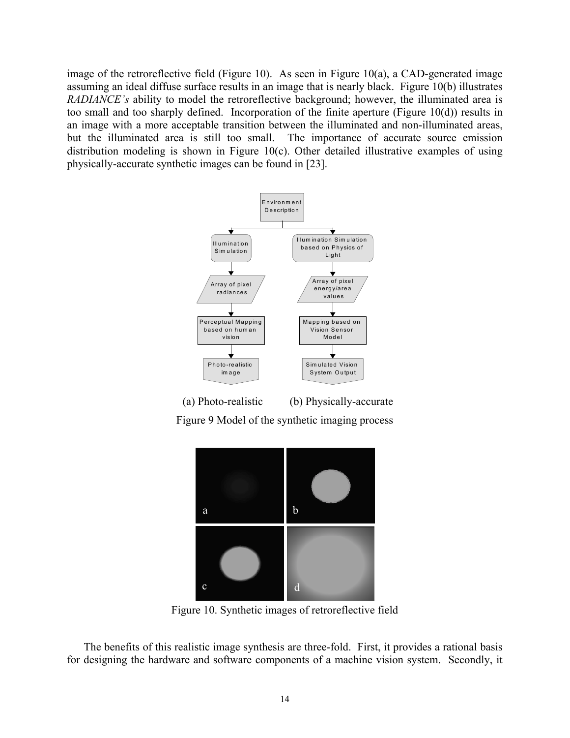image of the retroreflective field (Figure 10). As seen in Figure 10(a), a CAD-generated image assuming an ideal diffuse surface results in an image that is nearly black. Figure 10(b) illustrates *RADIANCE's* ability to model the retroreflective background; however, the illuminated area is too small and too sharply defined. Incorporation of the finite aperture (Figure 10(d)) results in an image with a more acceptable transition between the illuminated and non-illuminated areas, but the illuminated area is still too small. The importance of accurate source emission distribution modeling is shown in Figure 10(c). Other detailed illustrative examples of using physically-accurate synthetic images can be found in [23].

(a) Photo-realistic (b) Physically-accurate

Figure 9 Model of the synthetic imaging process

Figure 10. Synthetic images of retroreflective field

The benefits of this realistic image synthesis are three-fold. First, it provides a rational basis for designing the hardware and software components of a machine vision system. Secondly, it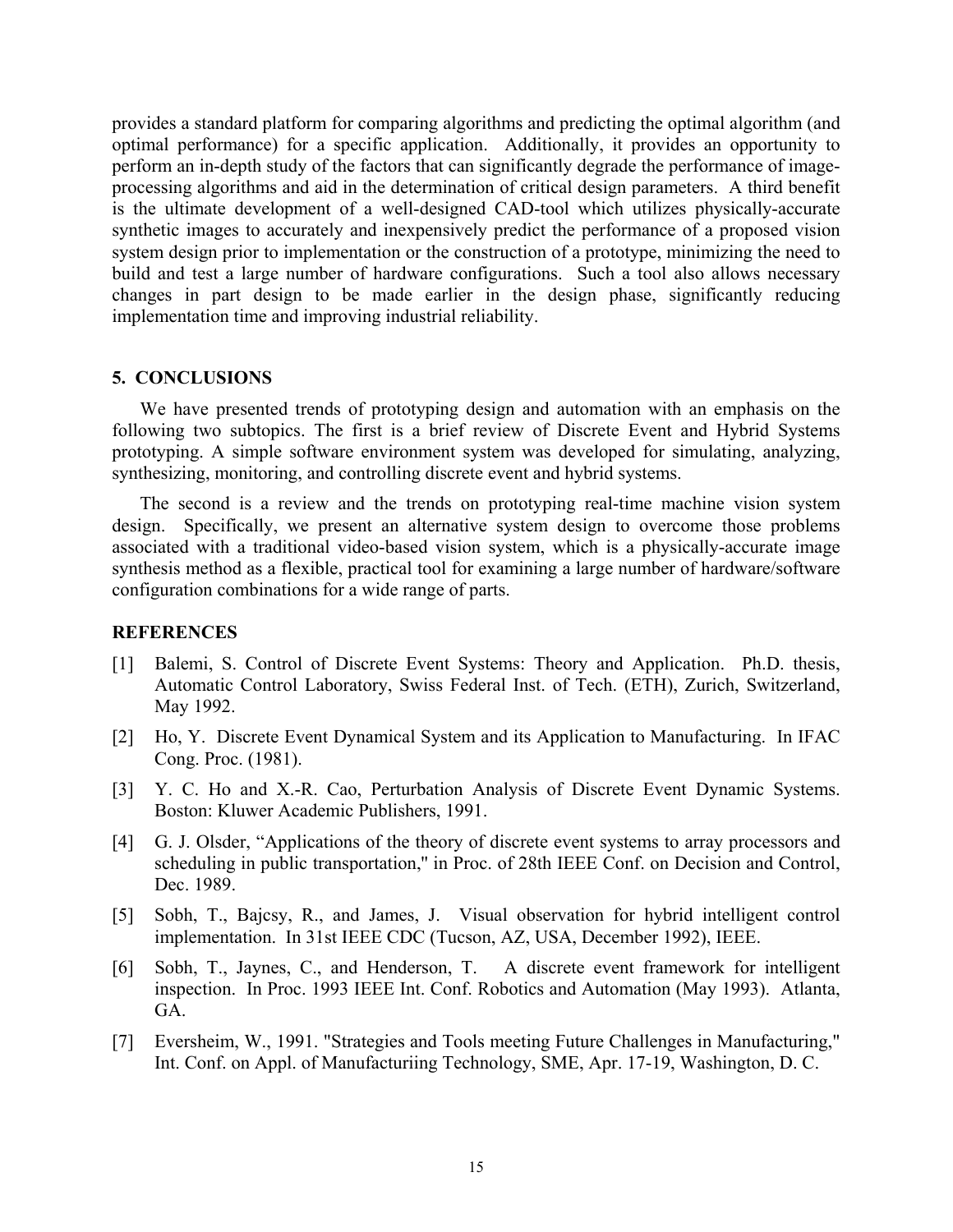provides a standard platform for comparing algorithms and predicting the optimal algorithm (and optimal performance) for a specific application. Additionally, it provides an opportunity to perform an in-depth study of the factors that can significantly degrade the performance of image-processing algorithms and aid in the determination of critical design parameters. A third benefit is the ultimate development of a well-designed CAD-tool which utilizes physically-accurate synthetic images to accurately and inexpensively predict the performance of a proposed vision system design prior to implementation or the construction of a prototype, minimizing the need to build and test a large number of hardware configurations. Such a tool also allows necessary changes in part design to be made earlier in the design phase, significantly reducing implementation time and improving industrial reliability.

## 5. CONCLUSIONS

We have presented trends of prototyping design and automation with an emphasis on the following two subtopics. The first is a brief review of Discrete Event and Hybrid Systems prototyping. A simple software environment system was developed for simulating, analyzing, synthesizing, monitoring, and controlling discrete event and hybrid systems.

The second is a review and the trends on prototyping real-time machine vision system design. Specifically, we present an alternative system design to overcome those problems associated with a traditional video-based vision system, which is a physically-accurate image synthesis method as a flexible, practical tool for examining a large number of hardware/software configuration combinations for a wide range of parts.

## REFERENCES

[1] Balemi, S. Control of Discrete Event Systems: Theory and Application. Ph.D. thesis, Automatic Control Laboratory, Swiss Federal Inst. of Tech. (ETH), Zurich, Switzerland, May 1992.

[2] Ho, Y. Discrete Event Dynamical System and its Application to Manufacturing. In IFAC Cong. Proc. (1981).

[3] Y. C. Ho and X.-R. Cao, Perturbation Analysis of Discrete Event Dynamic Systems. Boston: Kluwer Academic Publishers, 1991.

[4] G. J. Olsder, "Applications of the theory of discrete event systems to array processors and scheduling in public transportation," in Proc. of 28th IEEE Conf. on Decision and Control, Dec. 1989.

[5] Sobh, T., Bajcsy, R., and James, J. Visual observation for hybrid intelligent control implementation. In 31st IEEE CDC (Tucson, AZ, USA, December 1992), IEEE.

[6] Sobh, T., Jaynes, C., and Henderson, T. A discrete event framework for intelligent inspection. In Proc. 1993 IEEE Int. Conf. Robotics and Automation (May 1993). Atlanta, GA.

[7] Eversheim, W., 1991. "Strategies and Tools meeting Future Challenges in Manufacturing," Int. Conf. on Appl. of Manufacturiing Technology, SME, Apr. 17-19, Washington, D. C.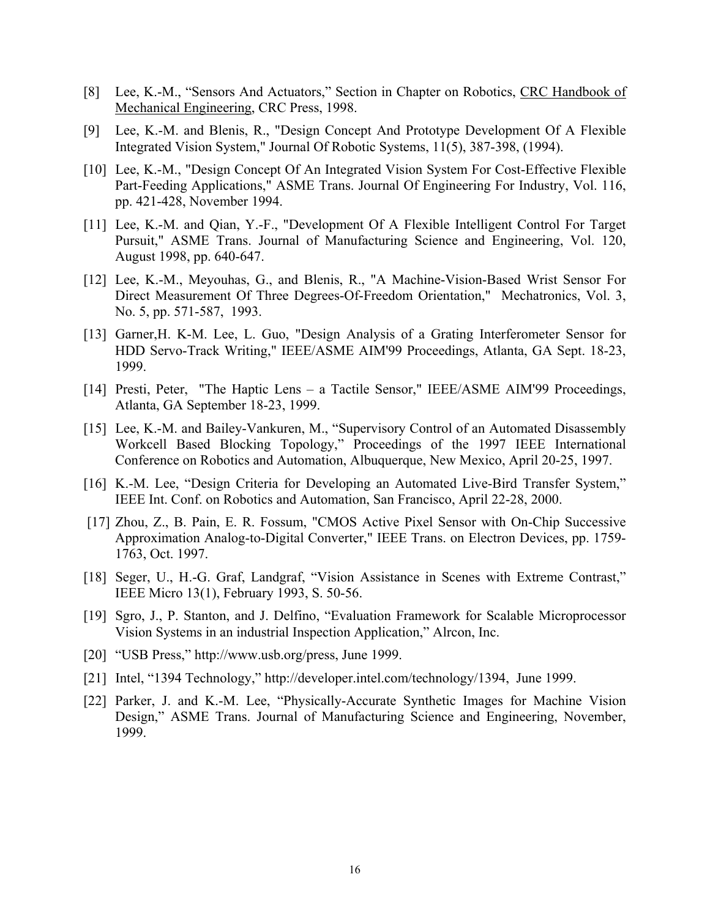[8] Lee, K.-M., "Sensors And Actuators," Section in Chapter on Robotics, CRC Handbook of Mechanical Engineering, CRC Press, 1998.

[9] Lee, K.-M. and Blenis, R., "Design Concept And Prototype Development Of A Flexible Integrated Vision System," Journal Of Robotic Systems, 11(5), 387-398, (1994).

[10] Lee, K.-M., "Design Concept Of An Integrated Vision System For Cost-Effective Flexible Part-Feeding Applications," ASME Trans. Journal Of Engineering For Industry, Vol. 116, pp. 421-428, November 1994.

[11] Lee, K.-M. and Qian, Y.-F., "Development Of A Flexible Intelligent Control For Target Pursuit," ASME Trans. Journal of Manufacturing Science and Engineering, Vol. 120, August 1998, pp. 640-647.

[12] Lee, K.-M., Meyouhas, G., and Blenis, R., "A Machine-Vision-Based Wrist Sensor For Direct Measurement Of Three Degrees-Of-Freedom Orientation," Mechatronics, Vol. 3, No. 5, pp. 571-587, 1993.

[13] Garner,H. K-M. Lee, L. Guo, "Design Analysis of a Grating Interferometer Sensor for HDD Servo-Track Writing," IEEE/ASME AIM'99 Proceedings, Atlanta, GA Sept. 18-23, 1999.

[14] Presti, Peter, "The Haptic Lens – a Tactile Sensor," IEEE/ASME AIM'99 Proceedings, Atlanta, GA September 18-23, 1999.

[15] Lee, K.-M. and Bailey-Vankuren, M., "Supervisory Control of an Automated Disassembly Workcell Based Blocking Topology," Proceedings of the 1997 IEEE International Conference on Robotics and Automation, Albuquerque, New Mexico, April 20-25, 1997.

[16] K.-M. Lee, "Design Criteria for Developing an Automated Live-Bird Transfer System," IEEE Int. Conf. on Robotics and Automation, San Francisco, April 22-28, 2000.

[17] Zhou, Z., B. Pain, E. R. Fossum, "CMOS Active Pixel Sensor with On-Chip Successive Approximation Analog-to-Digital Converter," IEEE Trans. on Electron Devices, pp. 1759-1763, Oct. 1997.

[18] Seger, U., H.-G. Graf, Landgraf, "Vision Assistance in Scenes with Extreme Contrast," IEEE Micro 13(1), February 1993, S. 50-56.

[19] Sgro, J., P. Stanton, and J. Delfino, "Evaluation Framework for Scalable Microprocessor Vision Systems in an industrial Inspection Application," Alrcon, Inc.

[20] "USB Press," http://www.usb.org/press, June 1999.

[21] Intel, "1394 Technology," http://developer.intel.com/technology/1394, June 1999.

[22] Parker, J. and K.-M. Lee, "Physically-Accurate Synthetic Images for Machine Vision Design," ASME Trans. Journal of Manufacturing Science and Engineering, November, 1999.